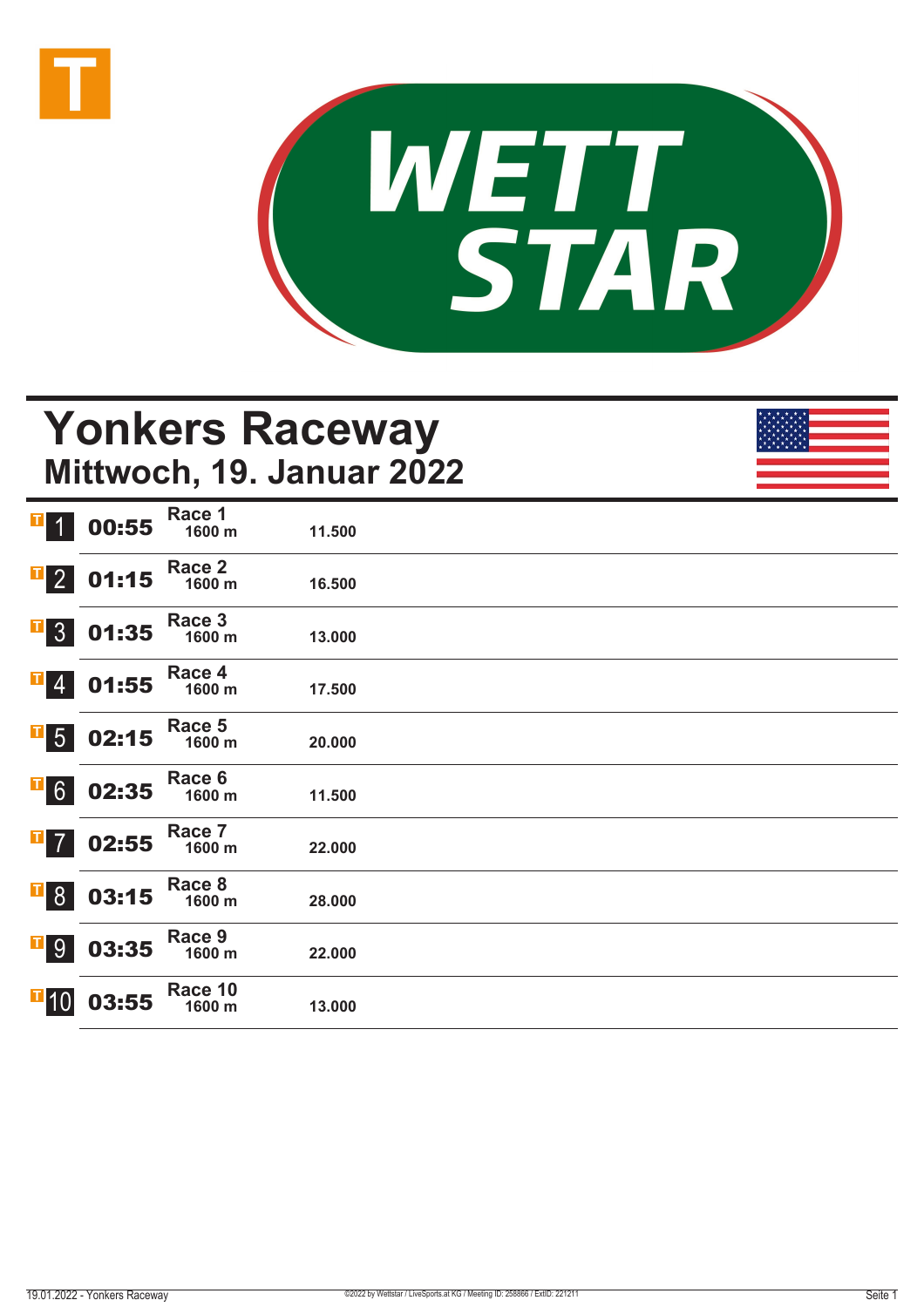# Yonkers Raceway

## Mittwoch, 19. Januar 2022

| | | | | |
|---|---|---|---|---|
| 1 | 00:55 | Race 1 | 1600 m | 11.500 |
| 2 | 01:15 | Race 2 | 1600 m | 16.500 |
| 3 | 01:35 | Race 3 | 1600 m | 13.000 |
| 4 | 01:55 | Race 4 | 1600 m | 17.500 |
| 5 | 02:15 | Race 5 | 1600 m | 20.000 |
| 6 | 02:35 | Race 6 | 1600 m | 11.500 |
| 7 | 02:55 | Race 7 | 1600 m | 22.000 |
| 8 | 03:15 | Race 8 | 1600 m | 28.000 |
| 9 | 03:35 | Race 9 | 1600 m | 22.000 |
| 10 | 03:55 | Race 10 | 1600 m | 13.000 |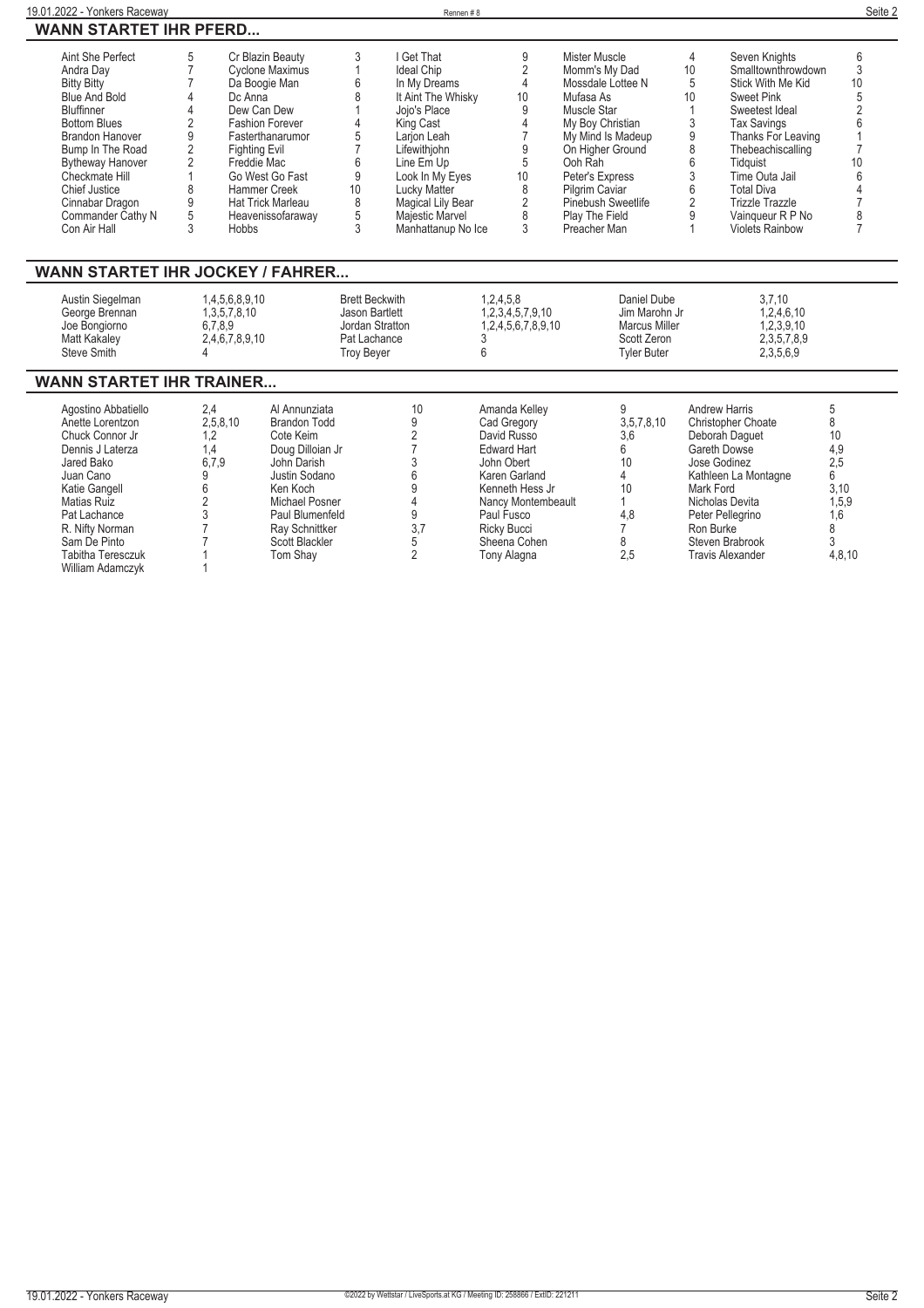## WANN STARTET IHR PFERD...

| | | | | | | | | | | | |
|---|---|---|---|---|---|---|---|---|---|---|---|
| Aint She Perfect | 5 | Cr Blazin Beauty | 3 | I Get That | 9 | Mister Muscle | 4 | Seven Knights | 6 | | |
| Andra Day | 7 | Cyclone Maximus | 1 | Ideal Chip | 2 | Momm's My Dad | 10 | Smalltownthrowdown | 3 | | |
| Bitty Bitty | 7 | Da Boogie Man | 6 | In My Dreams | 4 | Mossdale Lottee N | 5 | Stick With Me Kid | 10 | | |
| Blue And Bold | 4 | Dc Anna | 8 | It Aint The Whisky | 10 | Mufasa As | 10 | Sweet Pink | 5 | | |
| Bluffinner | 4 | Dew Can Dew | 1 | Jojo's Place | 9 | Muscle Star | 1 | Sweetest Ideal | 2 | | |
| Bottom Blues | 2 | Fashion Forever | 4 | King Cast | 4 | My Boy Christian | 3 | Tax Savings | 6 | | |
| Brandon Hanover | 9 | Fasterthanarumor | 5 | Larjon Leah | 7 | My Mind Is Madeup | 9 | Thanks For Leaving | 1 | | |
| Bump In The Road | 2 | Fighting Evil | 7 | Lifewithjohn | 9 | On Higher Ground | 8 | Thebeachiscalling | 7 | | |
| Bytheway Hanover | 2 | Freddie Mac | 6 | Line Em Up | 5 | Ooh Rah | 6 | Tidquist | 10 | | |
| Checkmate Hill | 1 | Go West Go Fast | 9 | Look In My Eyes | 10 | Peter's Express | 3 | Time Outa Jail | 6 | | |
| Chief Justice | 8 | Hammer Creek | 10 | Lucky Matter | 8 | Pilgrim Caviar | 6 | Total Diva | 4 | | |
| Cinnabar Dragon | 9 | Hat Trick Marleau | 8 | Magical Lily Bear | 2 | Pinebush Sweetlife | 2 | Trizzle Trazzle | 7 | | |
| Commander Cathy N | 5 | Heavenissofaraway | 5 | Majestic Marvel | 8 | Play The Field | 9 | Vainqueur R P No | 8 | | |
| Con Air Hall | 3 | Hobbs | 3 | Manhattanup No Ice | 3 | Preacher Man | 1 | Violets Rainbow | 7 | | |

## WANN STARTET IHR JOCKEY / FAHRER...

| | | | | | |
|---|---|---|---|---|---|
| Austin Siegelman | 1,4,5,6,8,9,10 | Brett Beckwith | 1,2,4,5,8 | Daniel Dube | 3,7,10 |
| George Brennan | 1,3,5,7,8,10 | Jason Bartlett | 1,2,3,4,5,7,9,10 | Jim Marohn Jr | 1,2,4,6,10 |
| Joe Bongiorno | 6,7,8,9 | Jordan Stratton | 1,2,4,5,6,7,8,9,10 | Marcus Miller | 1,2,3,9,10 |
| Matt Kakaley | 2,4,6,7,8,9,10 | Pat Lachance | 3 | Scott Zeron | 2,3,5,7,8,9 |
| Steve Smith | 4 | Troy Beyer | 6 | Tyler Buter | 2,3,5,6,9 |

## WANN STARTET IHR TRAINER...

| | | | | | | | |
|---|---|---|---|---|---|---|---|
| Agostino Abbatiello | 2,4 | Al Annunziata | 10 | Amanda Kelley | 9 | Andrew Harris | 5 |
| Anette Lorentzon | 2,5,8,10 | Brandon Todd | 9 | Cad Gregory | 3,5,7,8,10 | Christopher Choate | 8 |
| Chuck Connor Jr | 1,2 | Cote Keim | 2 | David Russo | 3,6 | Deborah Daguet | 10 |
| Dennis J Laterza | 1,4 | Doug Dilloian Jr | 7 | Edward Hart | 6 | Gareth Dowse | 4,9 |
| Jared Bako | 6,7,9 | John Darish | 3 | John Obert | 10 | Jose Godinez | 2,5 |
| Juan Cano | 9 | Justin Sodano | 6 | Karen Garland | 4 | Kathleen La Montagne | 6 |
| Katie Gangell | 6 | Ken Koch | 9 | Kenneth Hess Jr | 10 | Mark Ford | 3,10 |
| Matias Ruiz | 2 | Michael Posner | 4 | Nancy Montembeault | 1 | Nicholas Devita | 1,5,9 |
| Pat Lachance | 3 | Paul Blumenfeld | 9 | Paul Fusco | 4,8 | Peter Pellegrino | 1,6 |
| R. Nifty Norman | 7 | Ray Schnittker | 3,7 | Ricky Bucci | 7 | Ron Burke | 8 |
| Sam De Pinto | 7 | Scott Blackler | 5 | Sheena Cohen | 8 | Steven Brabrook | 3 |
| Tabitha Teresczuk | 1 | Tom Shay | 2 | Tony Alagna | 2,5 | Travis Alexander | 4,8,10 |
| William Adamczyk | 1 | | | | | | |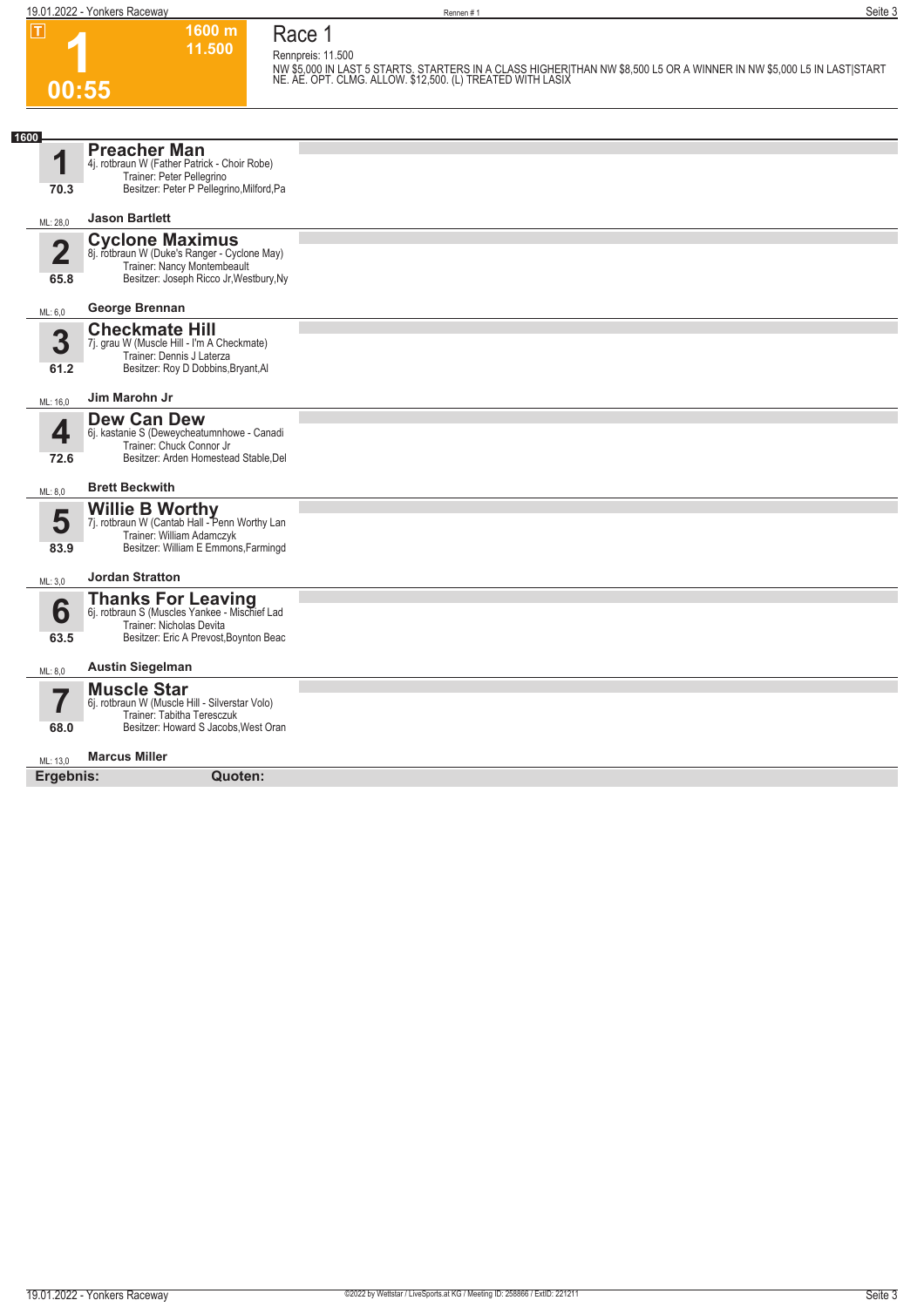# 1

T

1600 m
11.500

00:55

## Race 1

Rennpreis: 11.500

NW $5,000 IN LAST 5 STARTS. STARTERS IN A CLASS HIGHER|THAN NW $8,500 L5 OR A WINNER IN NW $5,000 L5 IN LAST|START NE. AE. OPT. CLMG. ALLOW. $12,500. (L) TREATED WITH LASIX

**1600**

| Nr. | Pferd | Fahrer |
|---|---|---|
| **1** (70.3, ML: 28,0) | **Preacher Man** 4j. rotbraun W (Father Patrick - Choir Robe) Trainer: Peter Pellegrino Besitzer: Peter P Pellegrino,Milford,Pa | Jason Bartlett |
| **2** (65.8, ML: 6,0) | **Cyclone Maximus** 8j. rotbraun W (Duke's Ranger - Cyclone May) Trainer: Nancy Montembeault Besitzer: Joseph Ricco Jr,Westbury,Ny | George Brennan |
| **3** (61.2, ML: 16,0) | **Checkmate Hill** 7j. grau W (Muscle Hill - I'm A Checkmate) Trainer: Dennis J Laterza Besitzer: Roy D Dobbins,Bryant,Al | Jim Marohn Jr |
| **4** (72.6, ML: 8,0) | **Dew Can Dew** 6j. kastanie S (Deweycheatumnhowe - Canadi Trainer: Chuck Connor Jr Besitzer: Arden Homestead Stable,Del | Brett Beckwith |
| **5** (83.9, ML: 3,0) | **Willie B Worthy** 7j. rotbraun W (Cantab Hall - Penn Worthy Lan Trainer: William Adamczyk Besitzer: William E Emmons,Farmingd | Jordan Stratton |
| **6** (63.5, ML: 8,0) | **Thanks For Leaving** 6j. rotbraun S (Muscles Yankee - Mischief Lad Trainer: Nicholas Devita Besitzer: Eric A Prevost,Boynton Beac | Austin Siegelman |
| **7** (68.0, ML: 13,0) | **Muscle Star** 6j. rotbraun W (Muscle Hill - Silverstar Volo) Trainer: Tabitha Teresczuk Besitzer: Howard S Jacobs,West Oran | Marcus Miller |

**Ergebnis:** **Quoten:**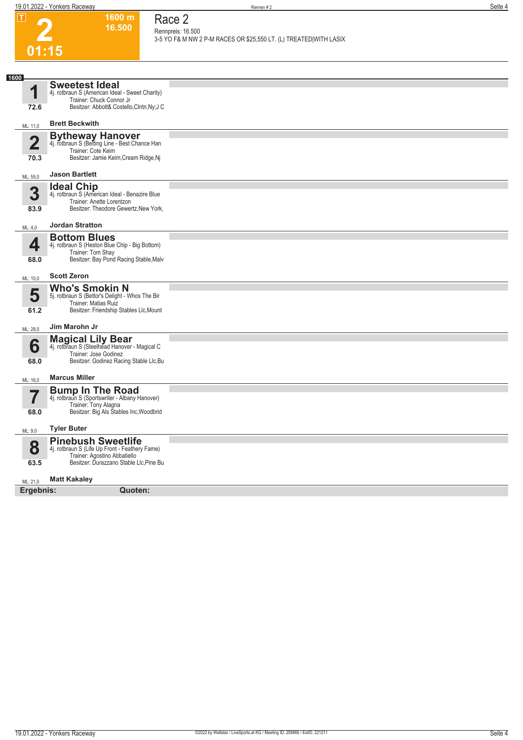**2**

**01:15**

**1600 m**
**16.500**

# Race 2

Rennpreis: 16.500
3-5 YO F& M NW 2 P-M RACES OR $25,550 LT. (L) TREATED|WITH LASIX

**1600**

## 1 Sweetest Ideal
4j. rotbraun S (American Ideal - Sweet Charity)
Trainer: Chuck Connor Jr
Besitzer: Abbott& Costello,Clntn,Ny;J C
72.6
ML: 11,0
**Brett Beckwith**

## 2 Bytheway Hanover
4j. rotbraun S (Betting Line - Best Chance Han
Trainer: Cote Keim
Besitzer: Jamie Keim,Cream Ridge,Nj
70.3
ML: 55,0
**Jason Bartlett**

## 3 Ideal Chip
4j. rotbraun S (American Ideal - Benazire Blue
Trainer: Anette Lorentzon
Besitzer: Theodore Gewertz,New York,
83.9
ML: 4,0
**Jordan Stratton**

## 4 Bottom Blues
4j. rotbraun S (Heston Blue Chip - Big Bottom)
Trainer: Tom Shay
Besitzer: Bay Pond Racing Stable,Malv
68.0
ML: 10,0
**Scott Zeron**

## 5 Who's Smokin N
5j. rotbraun S (Bettor's Delight - Whos The Bir
Trainer: Matias Ruiz
Besitzer: Friendship Stables Llc,Mount
61.2
ML: 28,0
**Jim Marohn Jr**

## 6 Magical Lily Bear
4j. rotbraun S (Steelhead Hanover - Magical C
Trainer: Jose Godinez
Besitzer: Godinez Racing Stable Llc,Bu
68.0
ML: 16,0
**Marcus Miller**

## 7 Bump In The Road
4j. rotbraun S (Sportswriter - Albany Hanover)
Trainer: Tony Alagna
Besitzer: Big Als Stables Inc,Woodbrid
68.0
ML: 9,0
**Tyler Buter**

## 8 Pinebush Sweetlife
4j. rotbraun S (Life Up Front - Feathery Fame)
Trainer: Agostino Abbatiello
Besitzer: Durazzano Stable Llc,Pine Bu
63.5
ML: 21,0
**Matt Kakaley**

**Ergebnis:** **Quoten:**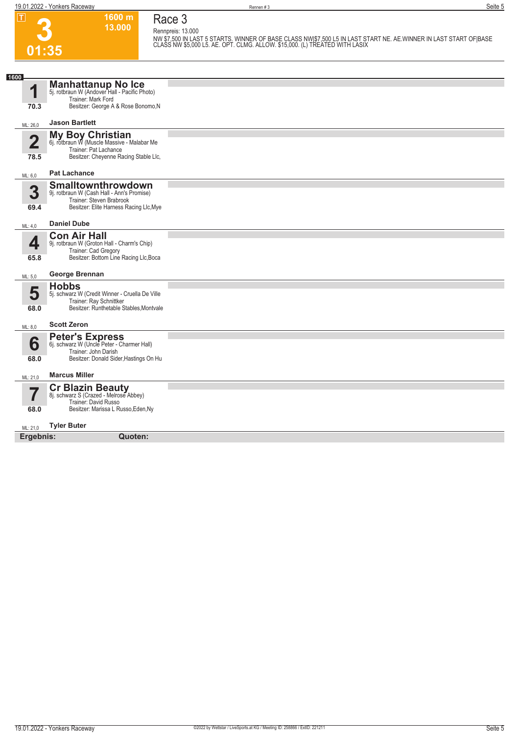T

# 3

1600 m
13.000

01:35

## Race 3

Rennpreis: 13.000

NW $7,500 IN LAST 5 STARTS. WINNER OF BASE CLASS NW|$7,500 L5 IN LAST START NE. AE.WINNER IN LAST START OF|BASE CLASS NW $5,000 L5. AE. OPT. CLMG. ALLOW. $15,000. (L) TREATED WITH LASIX

**1600**

**1** **Manhattanup No Ice**
5j. rotbraun W (Andover Hall - Pacific Photo)
Trainer: Mark Ford
Besitzer: George A & Rose Bonomo,N
70.3
ML: 26,0 **Jason Bartlett**

**2** **My Boy Christian**
6j. rotbraun W (Muscle Massive - Malabar Me
Trainer: Pat Lachance
Besitzer: Cheyenne Racing Stable Llc,
78.5
ML: 6,0 **Pat Lachance**

**3** **Smalltownthrowdown**
9j. rotbraun W (Cash Hall - Ann's Promise)
Trainer: Steven Brabrook
Besitzer: Elite Harness Racing Llc,Mye
69.4
ML: 4,0 **Daniel Dube**

**4** **Con Air Hall**
9j. rotbraun W (Groton Hall - Charm's Chip)
Trainer: Cad Gregory
Besitzer: Bottom Line Racing Llc,Boca
65.8
ML: 5,0 **George Brennan**

**5** **Hobbs**
5j. schwarz W (Credit Winner - Cruella De Ville
Trainer: Ray Schnittker
Besitzer: Runthetable Stables,Montvale
68.0
ML: 8,0 **Scott Zeron**

**6** **Peter's Express**
6j. schwarz W (Uncle Peter - Charmer Hall)
Trainer: John Darish
Besitzer: Donald Sider,Hastings On Hu
68.0
ML: 21,0 **Marcus Miller**

**7** **Cr Blazin Beauty**
8j. schwarz S (Crazed - Melrose Abbey)
Trainer: David Russo
Besitzer: Marissa L Russo,Eden,Ny
68.0
ML: 21,0 **Tyler Buter**

**Ergebnis:** **Quoten:**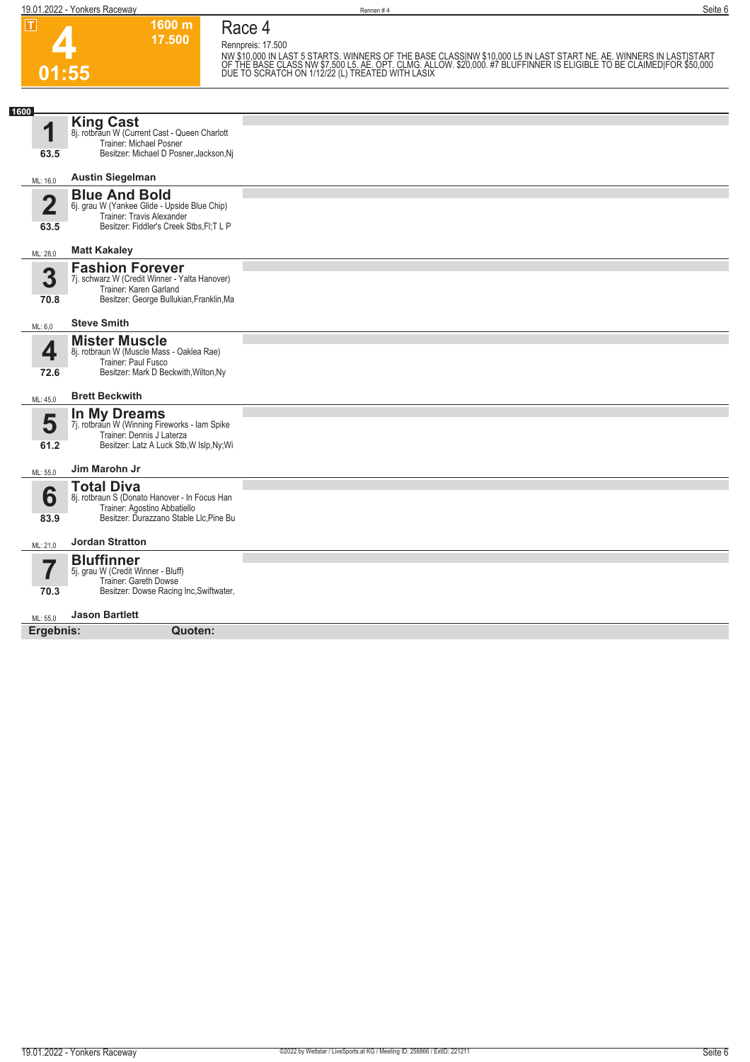T

# 4

01:55

1600 m
17.500

## Race 4

Rennpreis: 17.500

NW $10,000 IN LAST 5 STARTS. WINNERS OF THE BASE CLASS|NW $10,000 L5 IN LAST START NE. AE. WINNERS IN LAST|START OF THE BASE CLASS NW $7,500 L5. AE. OPT. CLMG. ALLOW. $20,000. #7 BLUFFINNER IS ELIGIBLE TO BE CLAIMED|FOR $50,000 DUE TO SCRATCH ON 1/12/22 (L) TREATED WITH LASIX

1600

**1** **King Cast**
8j. rotbraun W (Current Cast - Queen Charlott
Trainer: Michael Posner
Besitzer: Michael D Posner,Jackson,Nj
63.5
ML: 16,0 **Austin Siegelman**

**2** **Blue And Bold**
6j. grau W (Yankee Glide - Upside Blue Chip)
Trainer: Travis Alexander
Besitzer: Fiddler's Creek Stbs,Fl;T L P
63.5
ML: 28,0 **Matt Kakaley**

**3** **Fashion Forever**
7j. schwarz W (Credit Winner - Yalta Hanover)
Trainer: Karen Garland
Besitzer: George Bullukian,Franklin,Ma
70.8
ML: 6,0 **Steve Smith**

**4** **Mister Muscle**
8j. rotbraun W (Muscle Mass - Oaklea Rae)
Trainer: Paul Fusco
Besitzer: Mark D Beckwith,Wilton,Ny
72.6
ML: 45,0 **Brett Beckwith**

**5** **In My Dreams**
7j. rotbraun W (Winning Fireworks - Iam Spike
Trainer: Dennis J Laterza
Besitzer: Latz A Luck Stb,W Islp,Ny;Wi
61.2
ML: 55,0 **Jim Marohn Jr**

**6** **Total Diva**
8j. rotbraun S (Donato Hanover - In Focus Han
Trainer: Agostino Abbatiello
Besitzer: Durazzano Stable Llc,Pine Bu
83.9
ML: 21,0 **Jordan Stratton**

**7** **Bluffinner**
5j. grau W (Credit Winner - Bluff)
Trainer: Gareth Dowse
Besitzer: Dowse Racing Inc,Swiftwater,
70.3
ML: 55,0 **Jason Bartlett**

**Ergebnis:** **Quoten:**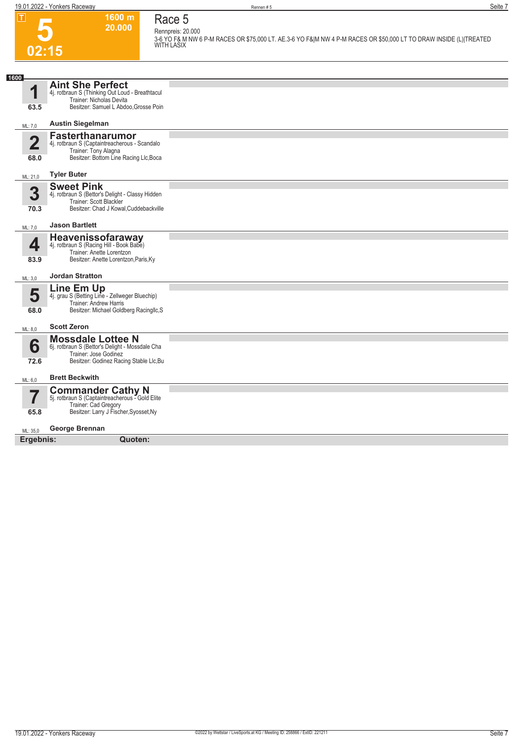**T**

# 5

**02:15**

**1600 m**
**20.000**

## Race 5

Rennpreis: 20.000

3-6 YO F& M NW 6 P-M RACES OR $75,000 LT. AE.3-6 YO F&|M NW 4 P-M RACES OR $50,000 LT TO DRAW INSIDE (L)|TREATED WITH LASIX

**1600**

### 1 Aint She Perfect
4j. rotbraun S (Thinking Out Loud - Breathtacul
Trainer: Nicholas Devita
Besitzer: Samuel L Abdoo,Grosse Poin
63.5
ML: 7,0
**Austin Siegelman**

### 2 Fasterthanarumor
4j. rotbraun S (Captaintreacherous - Scandalo
Trainer: Tony Alagna
Besitzer: Bottom Line Racing Llc,Boca
68.0
ML: 21,0
**Tyler Buter**

### 3 Sweet Pink
4j. rotbraun S (Bettor's Delight - Classy Hidden
Trainer: Scott Blackler
Besitzer: Chad J Kowal,Cuddebackville
70.3
ML: 7,0
**Jason Bartlett**

### 4 Heavenissofaraway
4j. rotbraun S (Racing Hill - Book Babe)
Trainer: Anette Lorentzon
Besitzer: Anette Lorentzon,Paris,Ky
83.9
ML: 3,0
**Jordan Stratton**

### 5 Line Em Up
4j. grau S (Betting Line - Zellweger Bluechip)
Trainer: Andrew Harris
Besitzer: Michael Goldberg Racingllc,S
68.0
ML: 8,0
**Scott Zeron**

### 6 Mossdale Lottee N
6j. rotbraun S (Bettor's Delight - Mossdale Cha
Trainer: Jose Godinez
Besitzer: Godinez Racing Stable Llc,Bu
72.6
ML: 6,0
**Brett Beckwith**

### 7 Commander Cathy N
5j. rotbraun S (Captaintreacherous - Gold Elite
Trainer: Cad Gregory
Besitzer: Larry J Fischer,Syosset,Ny
65.8
ML: 35,0
**George Brennan**

**Ergebnis:** **Quoten:**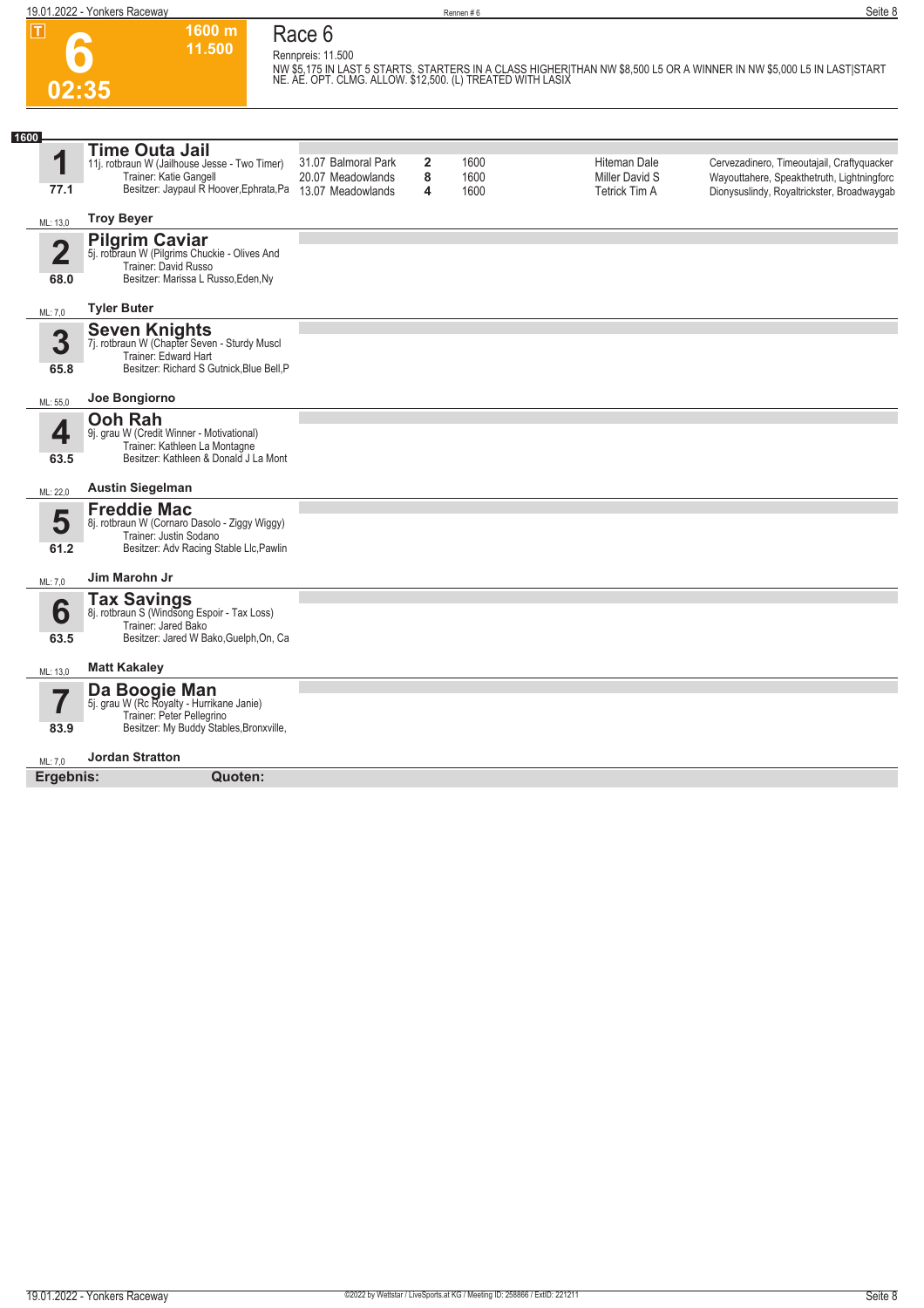T

# 6

1600 m
11.500

02:35

## Race 6

Rennpreis: 11.500

NW $5,175 IN LAST 5 STARTS. STARTERS IN A CLASS HIGHER|THAN NW $8,500 L5 OR A WINNER IN NW $5,000 L5 IN LAST|START NE. AE. OPT. CLMG. ALLOW. $12,500. (L) TREATED WITH LASIX

**1600**

### 1 Time Outa Jail
11j. rotbraun W (Jailhouse Jesse - Two Timer)
Trainer: Katie Gangell
Besitzer: Jaypaul R Hoover,Ephrata,Pa
77.1
ML: 13,0
**Troy Beyer**

| | | | | |
|---|---|---|---|---|
| 31.07 Balmoral Park | 2 | 1600 | Hiteman Dale | Cervezadinero, Timeoutajail, Craftyquacker |
| 20.07 Meadowlands | 8 | 1600 | Miller David S | Wayouttahere, Speakthetruth, Lightningforc |
| 13.07 Meadowlands | 4 | 1600 | Tetrick Tim A | Dionysuslindy, Royaltrickster, Broadwaygab |

### 2 Pilgrim Caviar
5j. rotbraun W (Pilgrims Chuckie - Olives And
Trainer: David Russo
Besitzer: Marissa L Russo,Eden,Ny
68.0
ML: 7,0
**Tyler Buter**

### 3 Seven Knights
7j. rotbraun W (Chapter Seven - Sturdy Muscl
Trainer: Edward Hart
Besitzer: Richard S Gutnick,Blue Bell,P
65.8
ML: 55,0
**Joe Bongiorno**

### 4 Ooh Rah
9j. grau W (Credit Winner - Motivational)
Trainer: Kathleen La Montagne
Besitzer: Kathleen & Donald J La Mont
63.5
ML: 22,0
**Austin Siegelman**

### 5 Freddie Mac
8j. rotbraun W (Cornaro Dasolo - Ziggy Wiggy)
Trainer: Justin Sodano
Besitzer: Adv Racing Stable Llc,Pawlin
61.2
ML: 7,0
**Jim Marohn Jr**

### 6 Tax Savings
8j. rotbraun S (Windsong Espoir - Tax Loss)
Trainer: Jared Bako
Besitzer: Jared W Bako,Guelph,On, Ca
63.5
ML: 13,0
**Matt Kakaley**

### 7 Da Boogie Man
5j. grau W (Rc Royalty - Hurrikane Janie)
Trainer: Peter Pellegrino
Besitzer: My Buddy Stables,Bronxville,
83.9
ML: 7,0
**Jordan Stratton**

**Ergebnis:** **Quoten:**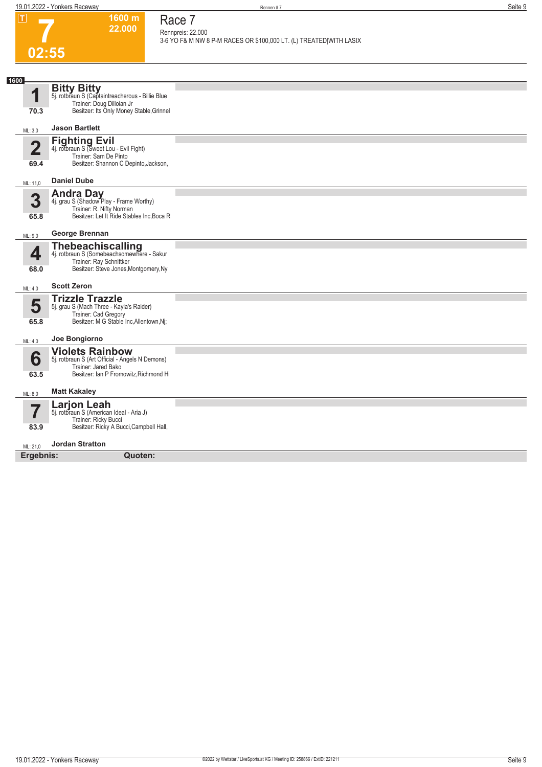**T**

# 7

**02:55**

**1600 m**
**22.000**

## Race 7

Rennpreis: 22.000
3-6 YO F& M NW 8 P-M RACES OR $100,000 LT. (L) TREATED|WITH LASIX

**1600**

**1** **Bitty Bitty**
5j. rotbraun S (Captaintreacherous - Billie Blue
Trainer: Doug Dilloian Jr
Besitzer: Its Only Money Stable,Grinnel
70.3
ML: 3,0 **Jason Bartlett**

**2** **Fighting Evil**
4j. rotbraun S (Sweet Lou - Evil Fight)
Trainer: Sam De Pinto
Besitzer: Shannon C Depinto,Jackson,
69.4
ML: 11,0 **Daniel Dube**

**3** **Andra Day**
4j. grau S (Shadow Play - Frame Worthy)
Trainer: R. Nifty Norman
Besitzer: Let It Ride Stables Inc,Boca R
65.8
ML: 9,0 **George Brennan**

**4** **Thebeachiscalling**
4j. rotbraun S (Somebeachsomewhere - Sakur
Trainer: Ray Schnittker
Besitzer: Steve Jones,Montgomery,Ny
68.0
ML: 4,0 **Scott Zeron**

**5** **Trizzle Trazzle**
5j. grau S (Mach Three - Kayla's Raider)
Trainer: Cad Gregory
Besitzer: M G Stable Inc,Allentown,Nj;
65.8
ML: 4,0 **Joe Bongiorno**

**6** **Violets Rainbow**
5j. rotbraun S (Art Official - Angels N Demons)
Trainer: Jared Bako
Besitzer: Ian P Fromowitz,Richmond Hi
63.5
ML: 8,0 **Matt Kakaley**

**7** **Larjon Leah**
5j. rotbraun S (American Ideal - Aria J)
Trainer: Ricky Bucci
Besitzer: Ricky A Bucci,Campbell Hall,
83.9
ML: 21,0 **Jordan Stratton**

**Ergebnis:** **Quoten:**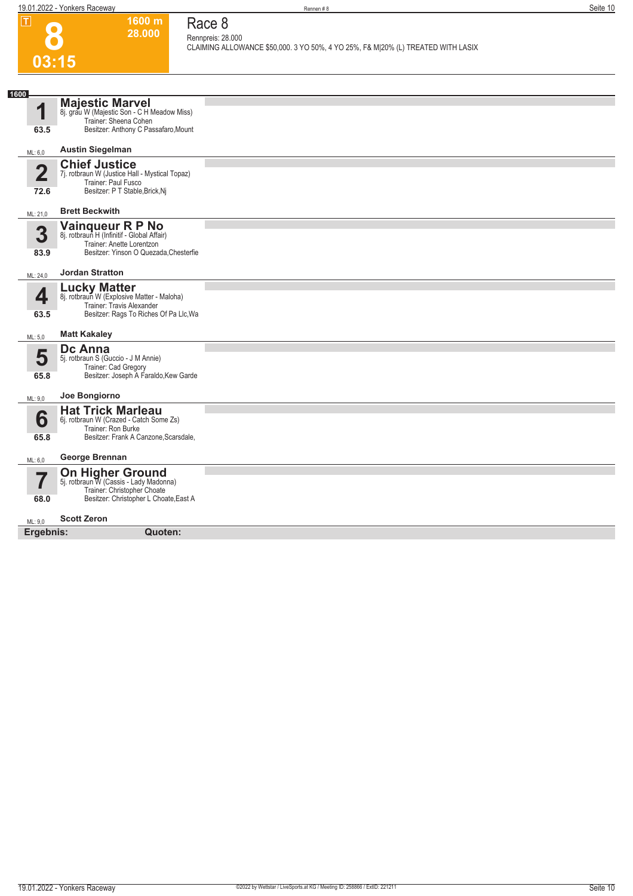# 8

T

1600 m
28.000

03:15

## Race 8

Rennpreis: 28.000
CLAIMING ALLOWANCE $50,000. 3 YO 50%, 4 YO 25%, F& M|20% (L) TREATED WITH LASIX

1600

**1** — **Majestic Marvel**
8j. grau W (Majestic Son - C H Meadow Miss)
Trainer: Sheena Cohen
Besitzer: Anthony C Passafaro,Mount
63.5
ML: 6,0 — **Austin Siegelman**

**2** — **Chief Justice**
7j. rotbraun W (Justice Hall - Mystical Topaz)
Trainer: Paul Fusco
Besitzer: P T Stable,Brick,Nj
72.6
ML: 21,0 — **Brett Beckwith**

**3** — **Vainqueur R P No**
8j. rotbraun H (Infinitif - Global Affair)
Trainer: Anette Lorentzon
Besitzer: Yinson O Quezada,Chesterfie
83.9
ML: 24,0 — **Jordan Stratton**

**4** — **Lucky Matter**
8j. rotbraun W (Explosive Matter - Maloha)
Trainer: Travis Alexander
Besitzer: Rags To Riches Of Pa Llc,Wa
63.5
ML: 5,0 — **Matt Kakaley**

**5** — **Dc Anna**
5j. rotbraun S (Guccio - J M Annie)
Trainer: Cad Gregory
Besitzer: Joseph A Faraldo,Kew Garde
65.8
ML: 9,0 — **Joe Bongiorno**

**6** — **Hat Trick Marleau**
6j. rotbraun W (Crazed - Catch Some Zs)
Trainer: Ron Burke
Besitzer: Frank A Canzone,Scarsdale,
65.8
ML: 6,0 — **George Brennan**

**7** — **On Higher Ground**
5j. rotbraun W (Cassis - Lady Madonna)
Trainer: Christopher Choate
Besitzer: Christopher L Choate,East A
68.0
ML: 9,0 — **Scott Zeron**

**Ergebnis:** **Quoten:**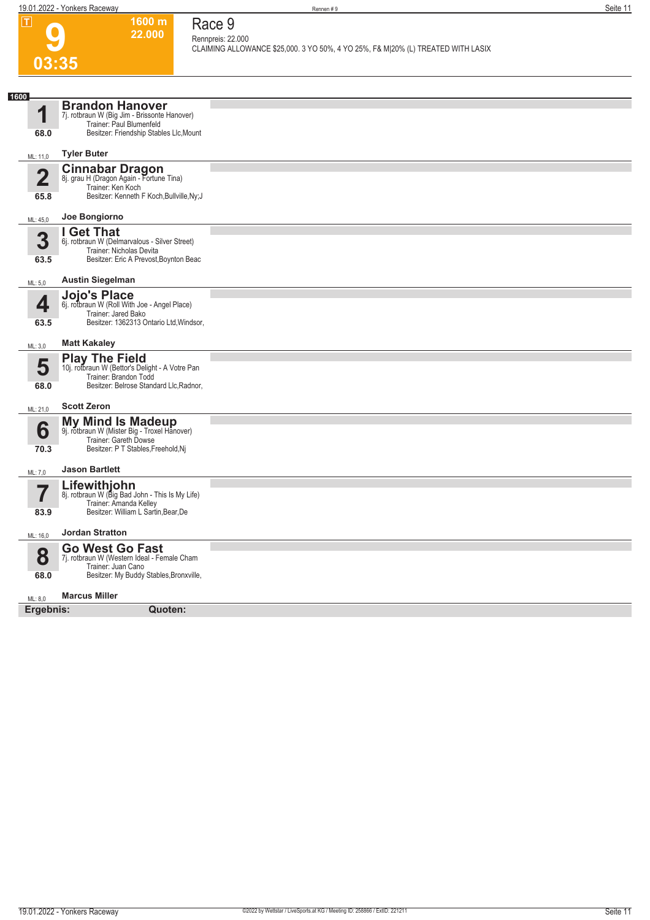T

# 9

1600 m
22.000

03:35

## Race 9

Rennpreis: 22.000
CLAIMING ALLOWANCE $25,000. 3 YO 50%, 4 YO 25%, F& M|20% (L) TREATED WITH LASIX

1600

**1** — **Brandon Hanover**
7j. rotbraun W (Big Jim - Brissonte Hanover)
Trainer: Paul Blumenfeld
Besitzer: Friendship Stables Llc,Mount
68.0
ML: 11,0 — **Tyler Buter**

**2** — **Cinnabar Dragon**
8j. grau H (Dragon Again - Fortune Tina)
Trainer: Ken Koch
Besitzer: Kenneth F Koch,Bullville,Ny;J
65.8
ML: 45,0 — **Joe Bongiorno**

**3** — **I Get That**
6j. rotbraun W (Delmarvalous - Silver Street)
Trainer: Nicholas Devita
Besitzer: Eric A Prevost,Boynton Beac
63.5
ML: 5,0 — **Austin Siegelman**

**4** — **Jojo's Place**
6j. rotbraun W (Roll With Joe - Angel Place)
Trainer: Jared Bako
Besitzer: 1362313 Ontario Ltd,Windsor,
63.5
ML: 3,0 — **Matt Kakaley**

**5** — **Play The Field**
10j. rotbraun W (Bettor's Delight - A Votre Pan
Trainer: Brandon Todd
Besitzer: Belrose Standard Llc,Radnor,
68.0
ML: 21,0 — **Scott Zeron**

**6** — **My Mind Is Madeup**
9j. rotbraun W (Mister Big - Troxel Hanover)
Trainer: Gareth Dowse
Besitzer: P T Stables,Freehold,Nj
70.3
ML: 7,0 — **Jason Bartlett**

**7** — **Lifewithjohn**
8j. rotbraun W (Big Bad John - This Is My Life)
Trainer: Amanda Kelley
Besitzer: William L Sartin,Bear,De
83.9
ML: 16,0 — **Jordan Stratton**

**8** — **Go West Go Fast**
7j. rotbraun W (Western Ideal - Female Cham
Trainer: Juan Cano
Besitzer: My Buddy Stables,Bronxville,
68.0
ML: 8,0 — **Marcus Miller**

**Ergebnis:** **Quoten:**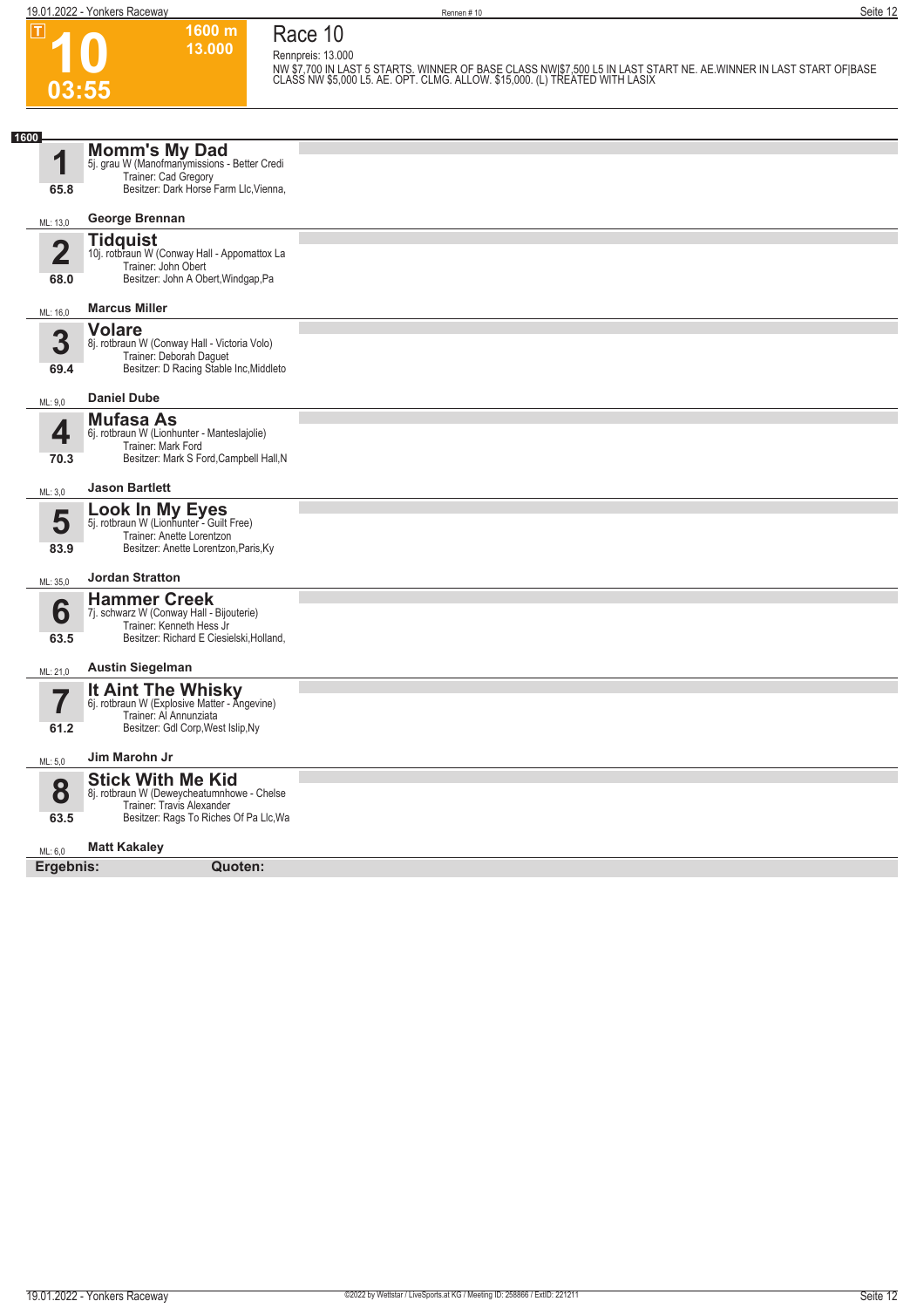# 10

1600 m
13.000

03:55

## Race 10

Rennpreis: 13.000

NW $7,700 IN LAST 5 STARTS. WINNER OF BASE CLASS NW|$7,500 L5 IN LAST START NE. AE.WINNER IN LAST START OF|BASE CLASS NW $5,000 L5. AE. OPT. CLMG. ALLOW. $15,000. (L) TREATED WITH LASIX

1600

**1** — **Momm's My Dad**
5j. grau W (Manofmanymissions - Better Credi
Trainer: Cad Gregory
Besitzer: Dark Horse Farm Llc,Vienna,
65.8
ML: 13,0 — **George Brennan**

**2** — **Tidquist**
10j. rotbraun W (Conway Hall - Appomattox La
Trainer: John Obert
Besitzer: John A Obert,Windgap,Pa
68.0
ML: 16,0 — **Marcus Miller**

**3** — **Volare**
8j. rotbraun W (Conway Hall - Victoria Volo)
Trainer: Deborah Daguet
Besitzer: D Racing Stable Inc,Middleto
69.4
ML: 9,0 — **Daniel Dube**

**4** — **Mufasa As**
6j. rotbraun W (Lionhunter - Manteslajolie)
Trainer: Mark Ford
Besitzer: Mark S Ford,Campbell Hall,N
70.3
ML: 3,0 — **Jason Bartlett**

**5** — **Look In My Eyes**
5j. rotbraun W (Lionhunter - Guilt Free)
Trainer: Anette Lorentzon
Besitzer: Anette Lorentzon,Paris,Ky
83.9
ML: 35,0 — **Jordan Stratton**

**6** — **Hammer Creek**
7j. schwarz W (Conway Hall - Bijouterie)
Trainer: Kenneth Hess Jr
Besitzer: Richard E Ciesielski,Holland,
63.5
ML: 21,0 — **Austin Siegelman**

**7** — **It Aint The Whisky**
6j. rotbraun W (Explosive Matter - Angevine)
Trainer: Al Annunziata
Besitzer: Gdl Corp,West Islip,Ny
61.2
ML: 5,0 — **Jim Marohn Jr**

**8** — **Stick With Me Kid**
8j. rotbraun W (Deweycheatumnhowe - Chelse
Trainer: Travis Alexander
Besitzer: Rags To Riches Of Pa Llc,Wa
63.5
ML: 6,0 — **Matt Kakaley**

**Ergebnis:** **Quoten:**